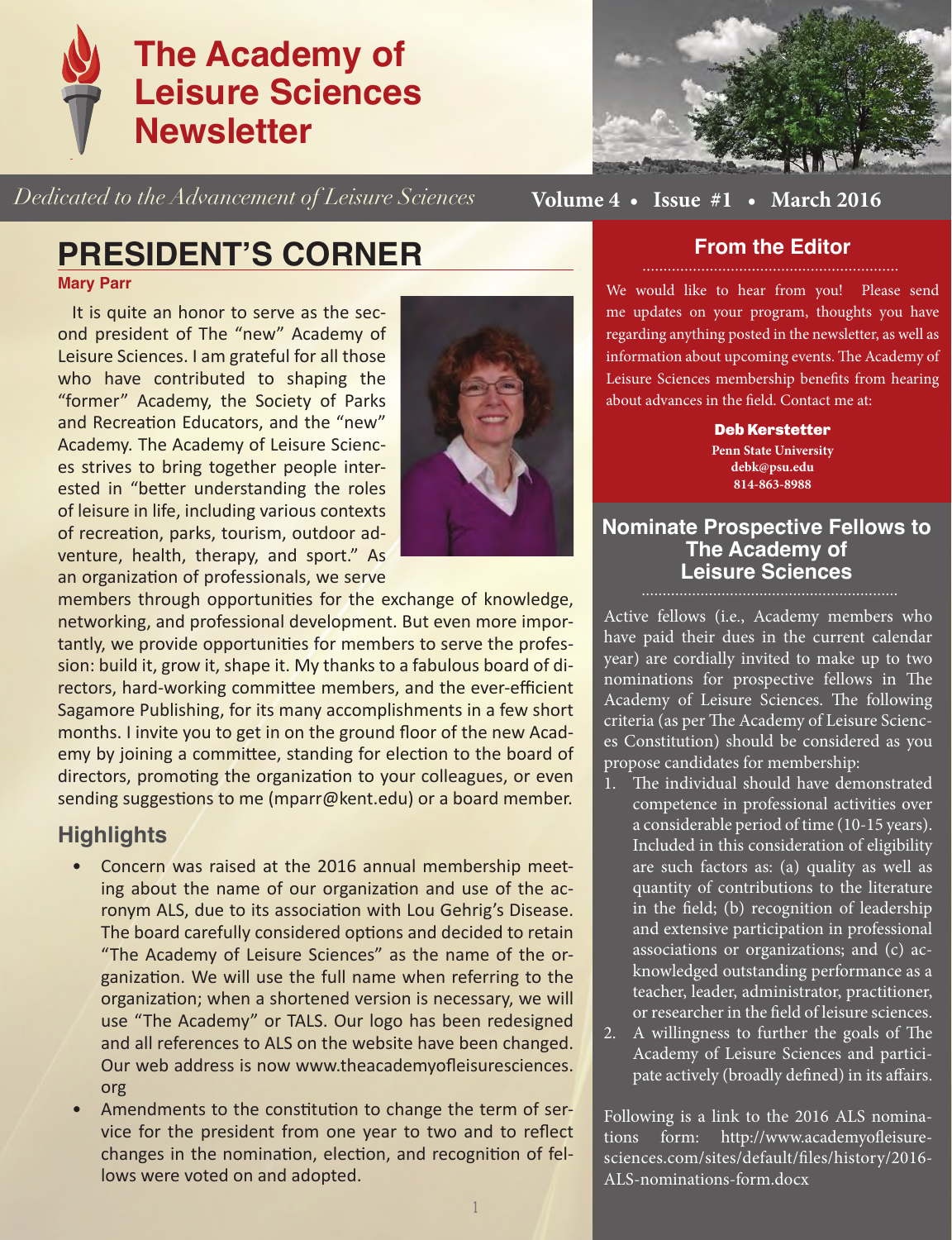# The Academy of Leisure Sciences Newsletter

*Dedicated to the Advancement of Leisure Sciences*

**Volume 4 • Issue #1 • March 2016**

## PRESIDENT'S CORNER

**Mary Parr**

It is quite an honor to serve as the second president of The "new" Academy of Leisure Sciences. I am grateful for all those who have contributed to shaping the "former" Academy, the Society of Parks and Recreation Educators, and the "new" Academy. The Academy of Leisure Sciences strives to bring together people interested in "better understanding the roles of leisure in life, including various contexts of recreation, parks, tourism, outdoor adventure, health, therapy, and sport." As an organization of professionals, we serve members through opportunities for the exchange of knowledge, networking, and professional development. But even more importantly, we provide opportunities for members to serve the profession: build it, grow it, shape it. My thanks to a fabulous board of directors, hard-working committee members, and the ever-efficient Sagamore Publishing, for its many accomplishments in a few short months. I invite you to get in on the ground floor of the new Academy by joining a committee, standing for election to the board of directors, promoting the organization to your colleagues, or even sending suggestions to me (mparr@kent.edu) or a board member.

### Highlights

- Concern was raised at the 2016 annual membership meeting about the name of our organization and use of the acronym ALS, due to its association with Lou Gehrig's Disease. The board carefully considered options and decided to retain "The Academy of Leisure Sciences" as the name of the organization. We will use the full name when referring to the organization; when a shortened version is necessary, we will use "The Academy" or TALS. Our logo has been redesigned and all references to ALS on the website have been changed. Our web address is now www.theacademyofleisuresciences.org
- Amendments to the constitution to change the term of service for the president from one year to two and to reflect changes in the nomination, election, and recognition of fellows were voted on and adopted.

## From the Editor

We would like to hear from you! Please send me updates on your program, thoughts you have regarding anything posted in the newsletter, as well as information about upcoming events. The Academy of Leisure Sciences membership benefits from hearing about advances in the field. Contact me at:

**Deb Kerstetter**
**Penn State University**
**debk@psu.edu**
**814-863-8988**

## Nominate Prospective Fellows to The Academy of Leisure Sciences

Active fellows (i.e., Academy members who have paid their dues in the current calendar year) are cordially invited to make up to two nominations for prospective fellows in The Academy of Leisure Sciences. The following criteria (as per The Academy of Leisure Sciences Constitution) should be considered as you propose candidates for membership:

1. The individual should have demonstrated competence in professional activities over a considerable period of time (10-15 years). Included in this consideration of eligibility are such factors as: (a) quality as well as quantity of contributions to the literature in the field; (b) recognition of leadership and extensive participation in professional associations or organizations; and (c) acknowledged outstanding performance as a teacher, leader, administrator, practitioner, or researcher in the field of leisure sciences.
2. A willingness to further the goals of The Academy of Leisure Sciences and participate actively (broadly defined) in its affairs.

Following is a link to the 2016 ALS nominations form: http://www.academyofleisuresciences.com/sites/default/files/history/2016-ALS-nominations-form.docx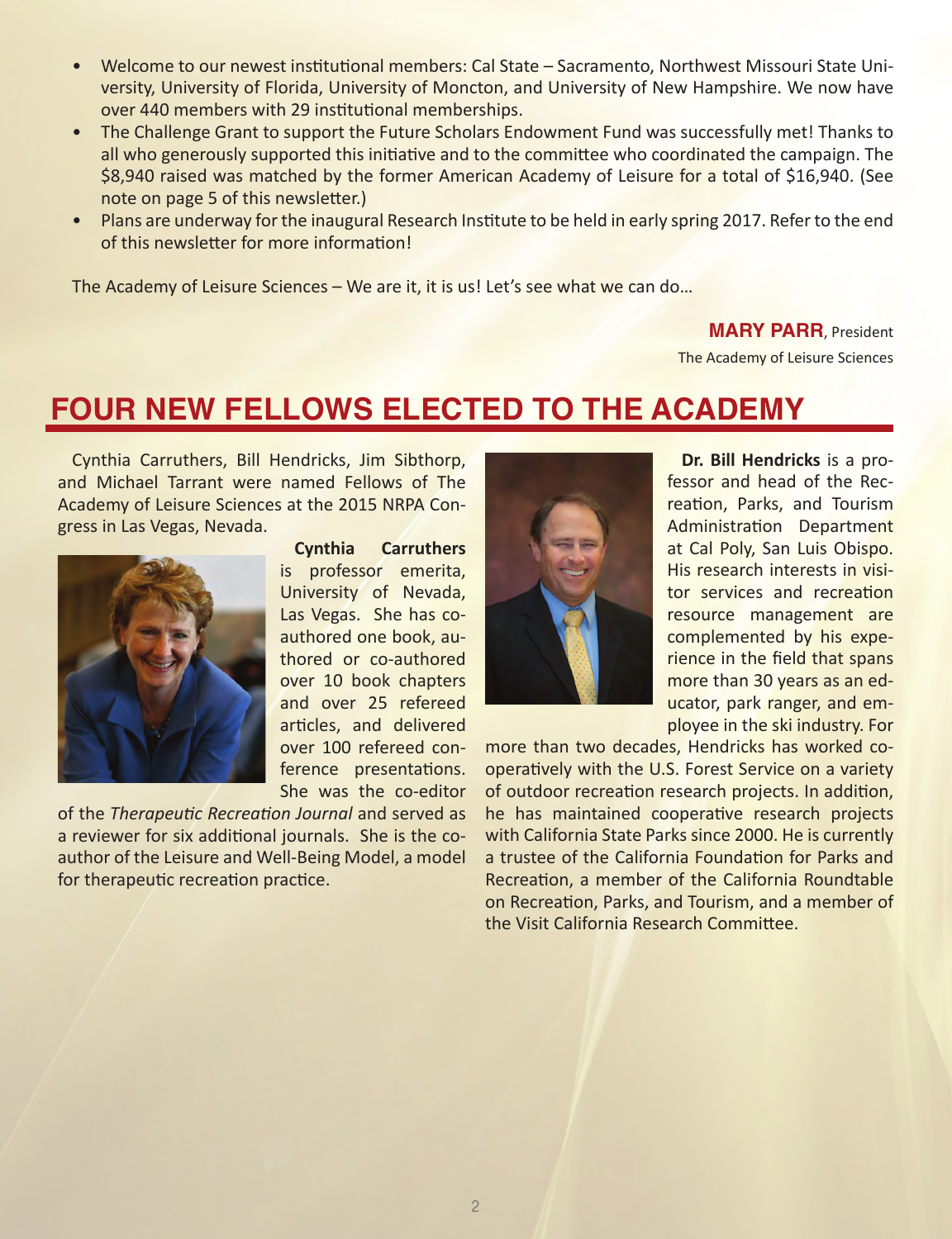- Welcome to our newest institutional members: Cal State – Sacramento, Northwest Missouri State University, University of Florida, University of Moncton, and University of New Hampshire. We now have over 440 members with 29 institutional memberships.
- The Challenge Grant to support the Future Scholars Endowment Fund was successfully met! Thanks to all who generously supported this initiative and to the committee who coordinated the campaign. The $8,940 raised was matched by the former American Academy of Leisure for a total of $16,940. (See note on page 5 of this newsletter.)
- Plans are underway for the inaugural Research Institute to be held in early spring 2017. Refer to the end of this newsletter for more information!

The Academy of Leisure Sciences – We are it, it is us! Let's see what we can do…

**MARY PARR**, President
The Academy of Leisure Sciences

# FOUR NEW FELLOWS ELECTED TO THE ACADEMY

Cynthia Carruthers, Bill Hendricks, Jim Sibthorp, and Michael Tarrant were named Fellows of The Academy of Leisure Sciences at the 2015 NRPA Congress in Las Vegas, Nevada.

**Cynthia Carruthers** is professor emerita, University of Nevada, Las Vegas. She has co-authored one book, authored or co-authored over 10 book chapters and over 25 refereed articles, and delivered over 100 refereed conference presentations. She was the co-editor of the *Therapeutic Recreation Journal* and served as a reviewer for six additional journals. She is the co-author of the Leisure and Well-Being Model, a model for therapeutic recreation practice.

**Dr. Bill Hendricks** is a professor and head of the Recreation, Parks, and Tourism Administration Department at Cal Poly, San Luis Obispo. His research interests in visitor services and recreation resource management are complemented by his experience in the field that spans more than 30 years as an educator, park ranger, and employee in the ski industry. For more than two decades, Hendricks has worked cooperatively with the U.S. Forest Service on a variety of outdoor recreation research projects. In addition, he has maintained cooperative research projects with California State Parks since 2000. He is currently a trustee of the California Foundation for Parks and Recreation, a member of the California Roundtable on Recreation, Parks, and Tourism, and a member of the Visit California Research Committee.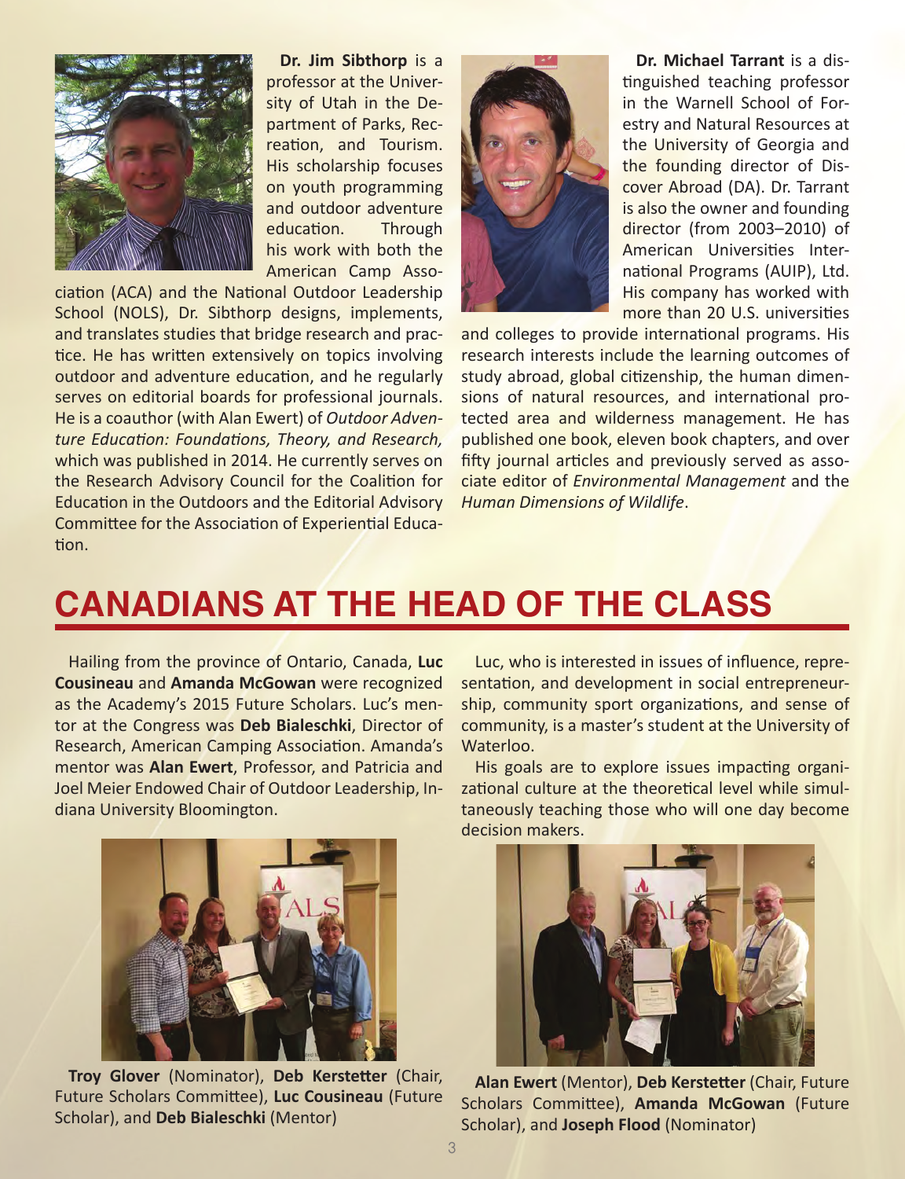**Dr. Jim Sibthorp** is a professor at the University of Utah in the Department of Parks, Recreation, and Tourism. His scholarship focuses on youth programming and outdoor adventure education. Through his work with both the American Camp Association (ACA) and the National Outdoor Leadership School (NOLS), Dr. Sibthorp designs, implements, and translates studies that bridge research and practice. He has written extensively on topics involving outdoor and adventure education, and he regularly serves on editorial boards for professional journals. He is a coauthor (with Alan Ewert) of *Outdoor Adventure Education: Foundations, Theory, and Research,* which was published in 2014. He currently serves on the Research Advisory Council for the Coalition for Education in the Outdoors and the Editorial Advisory Committee for the Association of Experiential Education.

**Dr. Michael Tarrant** is a distinguished teaching professor in the Warnell School of Forestry and Natural Resources at the University of Georgia and the founding director of Discover Abroad (DA). Dr. Tarrant is also the owner and founding director (from 2003–2010) of American Universities International Programs (AUIP), Ltd. His company has worked with more than 20 U.S. universities and colleges to provide international programs. His research interests include the learning outcomes of study abroad, global citizenship, the human dimensions of natural resources, and international protected area and wilderness management. He has published one book, eleven book chapters, and over fifty journal articles and previously served as associate editor of *Environmental Management* and the *Human Dimensions of Wildlife*.

# CANADIANS AT THE HEAD OF THE CLASS

Hailing from the province of Ontario, Canada, **Luc Cousineau** and **Amanda McGowan** were recognized as the Academy's 2015 Future Scholars. Luc's mentor at the Congress was **Deb Bialeschki**, Director of Research, American Camping Association. Amanda's mentor was **Alan Ewert**, Professor, and Patricia and Joel Meier Endowed Chair of Outdoor Leadership, Indiana University Bloomington.

**Troy Glover** (Nominator), **Deb Kerstetter** (Chair, Future Scholars Committee), **Luc Cousineau** (Future Scholar), and **Deb Bialeschki** (Mentor)

Luc, who is interested in issues of influence, representation, and development in social entrepreneurship, community sport organizations, and sense of community, is a master's student at the University of Waterloo.

His goals are to explore issues impacting organizational culture at the theoretical level while simultaneously teaching those who will one day become decision makers.

**Alan Ewert** (Mentor), **Deb Kerstetter** (Chair, Future Scholars Committee), **Amanda McGowan** (Future Scholar), and **Joseph Flood** (Nominator)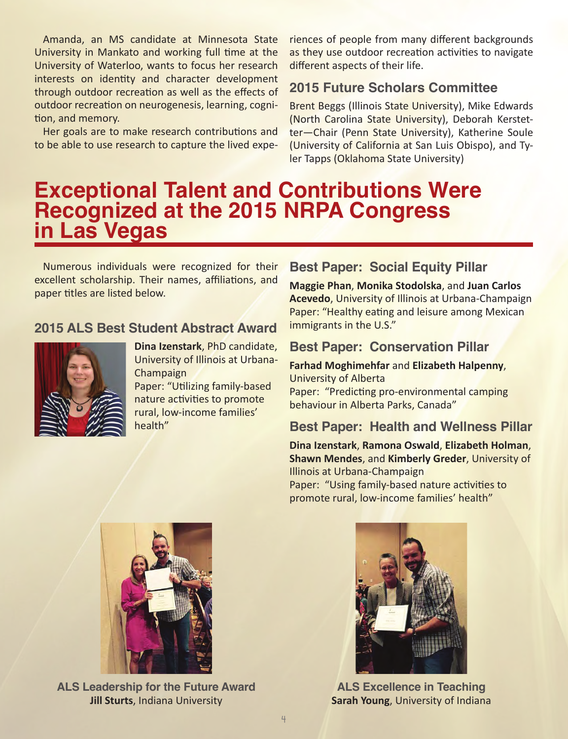Amanda, an MS candidate at Minnesota State University in Mankato and working full time at the University of Waterloo, wants to focus her research interests on identity and character development through outdoor recreation as well as the effects of outdoor recreation on neurogenesis, learning, cognition, and memory.

Her goals are to make research contributions and to be able to use research to capture the lived experiences of people from many different backgrounds as they use outdoor recreation activities to navigate different aspects of their life.

### 2015 Future Scholars Committee

Brent Beggs (Illinois State University), Mike Edwards (North Carolina State University), Deborah Kerstetter—Chair (Penn State University), Katherine Soule (University of California at San Luis Obispo), and Tyler Tapps (Oklahoma State University)

# Exceptional Talent and Contributions Were Recognized at the 2015 NRPA Congress in Las Vegas

Numerous individuals were recognized for their excellent scholarship. Their names, affiliations, and paper titles are listed below.

### 2015 ALS Best Student Abstract Award

**Dina Izenstark**, PhD candidate, University of Illinois at Urbana-Champaign
Paper: "Utilizing family-based nature activities to promote rural, low-income families' health"

### Best Paper: Social Equity Pillar

**Maggie Phan**, **Monika Stodolska**, and **Juan Carlos Acevedo**, University of Illinois at Urbana-Champaign
Paper: "Healthy eating and leisure among Mexican immigrants in the U.S."

### Best Paper: Conservation Pillar

**Farhad Moghimehfar** and **Elizabeth Halpenny**, University of Alberta
Paper: "Predicting pro-environmental camping behaviour in Alberta Parks, Canada"

### Best Paper: Health and Wellness Pillar

**Dina Izenstark**, **Ramona Oswald**, **Elizabeth Holman**, **Shawn Mendes**, and **Kimberly Greder**, University of Illinois at Urbana-Champaign
Paper: "Using family-based nature activities to promote rural, low-income families' health"

**ALS Leadership for the Future Award**
**Jill Sturts**, Indiana University

**ALS Excellence in Teaching**
**Sarah Young**, University of Indiana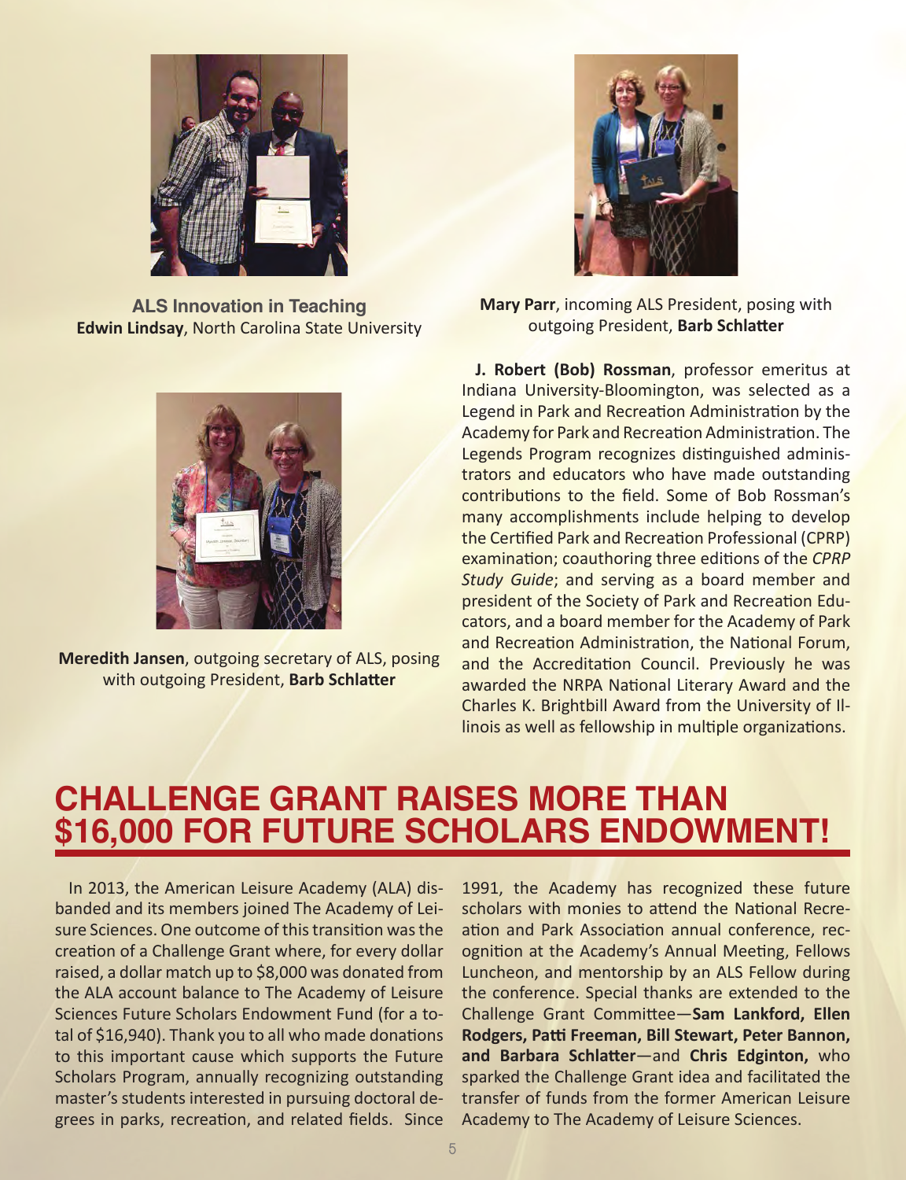**ALS Innovation in Teaching**
**Edwin Lindsay**, North Carolina State University

**Mary Parr**, incoming ALS President, posing with outgoing President, **Barb Schlatter**

**Meredith Jansen**, outgoing secretary of ALS, posing with outgoing President, **Barb Schlatter**

**J. Robert (Bob) Rossman**, professor emeritus at Indiana University-Bloomington, was selected as a Legend in Park and Recreation Administration by the Academy for Park and Recreation Administration. The Legends Program recognizes distinguished administrators and educators who have made outstanding contributions to the field. Some of Bob Rossman's many accomplishments include helping to develop the Certified Park and Recreation Professional (CPRP) examination; coauthoring three editions of the *CPRP Study Guide*; and serving as a board member and president of the Society of Park and Recreation Educators, and a board member for the Academy of Park and Recreation Administration, the National Forum, and the Accreditation Council. Previously he was awarded the NRPA National Literary Award and the Charles K. Brightbill Award from the University of Illinois as well as fellowship in multiple organizations.

## CHALLENGE GRANT RAISES MORE THAN $16,000 FOR FUTURE SCHOLARS ENDOWMENT!

In 2013, the American Leisure Academy (ALA) disbanded and its members joined The Academy of Leisure Sciences. One outcome of this transition was the creation of a Challenge Grant where, for every dollar raised, a dollar match up to $8,000 was donated from the ALA account balance to The Academy of Leisure Sciences Future Scholars Endowment Fund (for a total of $16,940). Thank you to all who made donations to this important cause which supports the Future Scholars Program, annually recognizing outstanding master's students interested in pursuing doctoral degrees in parks, recreation, and related fields. Since 1991, the Academy has recognized these future scholars with monies to attend the National Recreation and Park Association annual conference, recognition at the Academy's Annual Meeting, Fellows Luncheon, and mentorship by an ALS Fellow during the conference. Special thanks are extended to the Challenge Grant Committee—**Sam Lankford, Ellen Rodgers, Patti Freeman, Bill Stewart, Peter Bannon, and Barbara Schlatter**—and **Chris Edgington,** who sparked the Challenge Grant idea and facilitated the transfer of funds from the former American Leisure Academy to The Academy of Leisure Sciences.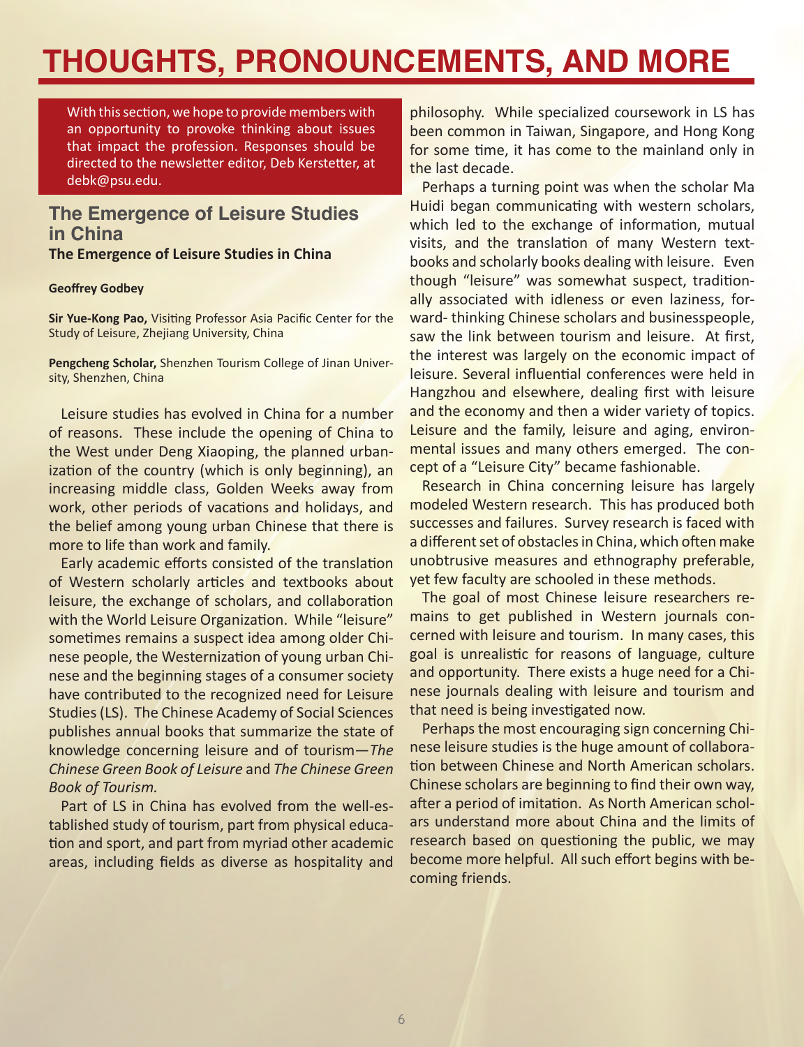# THOUGHTS, PRONOUNCEMENTS, AND MORE

With this section, we hope to provide members with an opportunity to provoke thinking about issues that impact the profession. Responses should be directed to the newsletter editor, Deb Kerstetter, at debk@psu.edu.

## The Emergence of Leisure Studies in China

**The Emergence of Leisure Studies in China**

**Geoffrey Godbey**

**Sir Yue-Kong Pao,** Visiting Professor Asia Pacific Center for the Study of Leisure, Zhejiang University, China

**Pengcheng Scholar,** Shenzhen Tourism College of Jinan University, Shenzhen, China

Leisure studies has evolved in China for a number of reasons. These include the opening of China to the West under Deng Xiaoping, the planned urbanization of the country (which is only beginning), an increasing middle class, Golden Weeks away from work, other periods of vacations and holidays, and the belief among young urban Chinese that there is more to life than work and family.

Early academic efforts consisted of the translation of Western scholarly articles and textbooks about leisure, the exchange of scholars, and collaboration with the World Leisure Organization. While "leisure" sometimes remains a suspect idea among older Chinese people, the Westernization of young urban Chinese and the beginning stages of a consumer society have contributed to the recognized need for Leisure Studies (LS). The Chinese Academy of Social Sciences publishes annual books that summarize the state of knowledge concerning leisure and of tourism—*The Chinese Green Book of Leisure* and *The Chinese Green Book of Tourism.*

Part of LS in China has evolved from the well-established study of tourism, part from physical education and sport, and part from myriad other academic areas, including fields as diverse as hospitality and philosophy. While specialized coursework in LS has been common in Taiwan, Singapore, and Hong Kong for some time, it has come to the mainland only in the last decade.

Perhaps a turning point was when the scholar Ma Huidi began communicating with western scholars, which led to the exchange of information, mutual visits, and the translation of many Western textbooks and scholarly books dealing with leisure. Even though "leisure" was somewhat suspect, traditionally associated with idleness or even laziness, forward- thinking Chinese scholars and businesspeople, saw the link between tourism and leisure. At first, the interest was largely on the economic impact of leisure. Several influential conferences were held in Hangzhou and elsewhere, dealing first with leisure and the economy and then a wider variety of topics. Leisure and the family, leisure and aging, environmental issues and many others emerged. The concept of a "Leisure City" became fashionable.

Research in China concerning leisure has largely modeled Western research. This has produced both successes and failures. Survey research is faced with a different set of obstacles in China, which often make unobtrusive measures and ethnography preferable, yet few faculty are schooled in these methods.

The goal of most Chinese leisure researchers remains to get published in Western journals concerned with leisure and tourism. In many cases, this goal is unrealistic for reasons of language, culture and opportunity. There exists a huge need for a Chinese journals dealing with leisure and tourism and that need is being investigated now.

Perhaps the most encouraging sign concerning Chinese leisure studies is the huge amount of collaboration between Chinese and North American scholars. Chinese scholars are beginning to find their own way, after a period of imitation. As North American scholars understand more about China and the limits of research based on questioning the public, we may become more helpful. All such effort begins with becoming friends.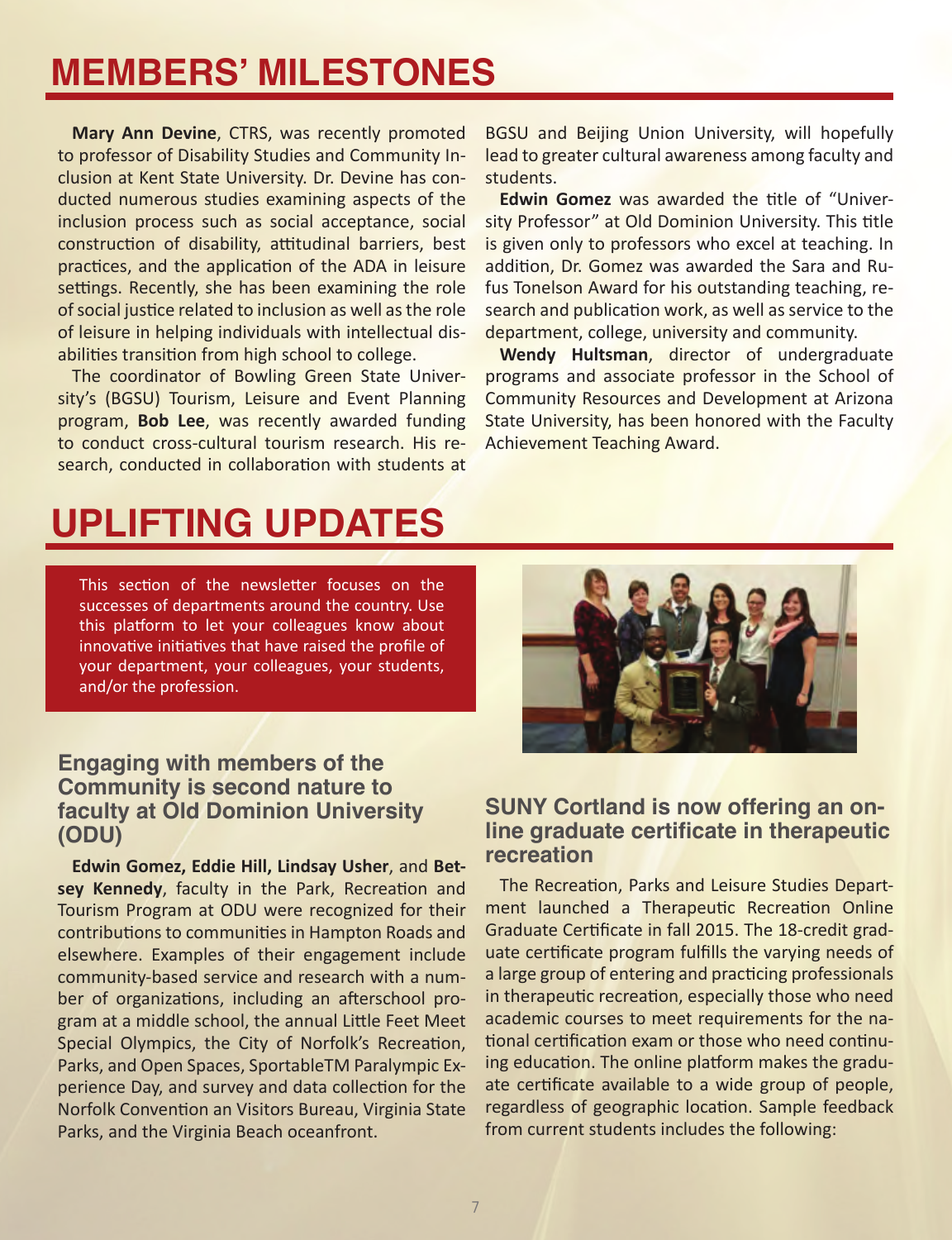# MEMBERS' MILESTONES

**Mary Ann Devine**, CTRS, was recently promoted to professor of Disability Studies and Community Inclusion at Kent State University. Dr. Devine has conducted numerous studies examining aspects of the inclusion process such as social acceptance, social construction of disability, attitudinal barriers, best practices, and the application of the ADA in leisure settings. Recently, she has been examining the role of social justice related to inclusion as well as the role of leisure in helping individuals with intellectual disabilities transition from high school to college.

The coordinator of Bowling Green State University's (BGSU) Tourism, Leisure and Event Planning program, **Bob Lee**, was recently awarded funding to conduct cross-cultural tourism research. His research, conducted in collaboration with students at BGSU and Beijing Union University, will hopefully lead to greater cultural awareness among faculty and students.

**Edwin Gomez** was awarded the title of "University Professor" at Old Dominion University. This title is given only to professors who excel at teaching. In addition, Dr. Gomez was awarded the Sara and Rufus Tonelson Award for his outstanding teaching, research and publication work, as well as service to the department, college, university and community.

**Wendy Hultsman**, director of undergraduate programs and associate professor in the School of Community Resources and Development at Arizona State University, has been honored with the Faculty Achievement Teaching Award.

# UPLIFTING UPDATES

This section of the newsletter focuses on the successes of departments around the country. Use this platform to let your colleagues know about innovative initiatives that have raised the profile of your department, your colleagues, your students, and/or the profession.

### Engaging with members of the Community is second nature to faculty at Old Dominion University (ODU)

**Edwin Gomez, Eddie Hill, Lindsay Usher**, and **Betsey Kennedy**, faculty in the Park, Recreation and Tourism Program at ODU were recognized for their contributions to communities in Hampton Roads and elsewhere. Examples of their engagement include community-based service and research with a number of organizations, including an afterschool program at a middle school, the annual Little Feet Meet Special Olympics, the City of Norfolk's Recreation, Parks, and Open Spaces, SportableTM Paralympic Experience Day, and survey and data collection for the Norfolk Convention an Visitors Bureau, Virginia State Parks, and the Virginia Beach oceanfront.

### SUNY Cortland is now offering an online graduate certificate in therapeutic recreation

The Recreation, Parks and Leisure Studies Department launched a Therapeutic Recreation Online Graduate Certificate in fall 2015. The 18-credit graduate certificate program fulfills the varying needs of a large group of entering and practicing professionals in therapeutic recreation, especially those who need academic courses to meet requirements for the national certification exam or those who need continuing education. The online platform makes the graduate certificate available to a wide group of people, regardless of geographic location. Sample feedback from current students includes the following: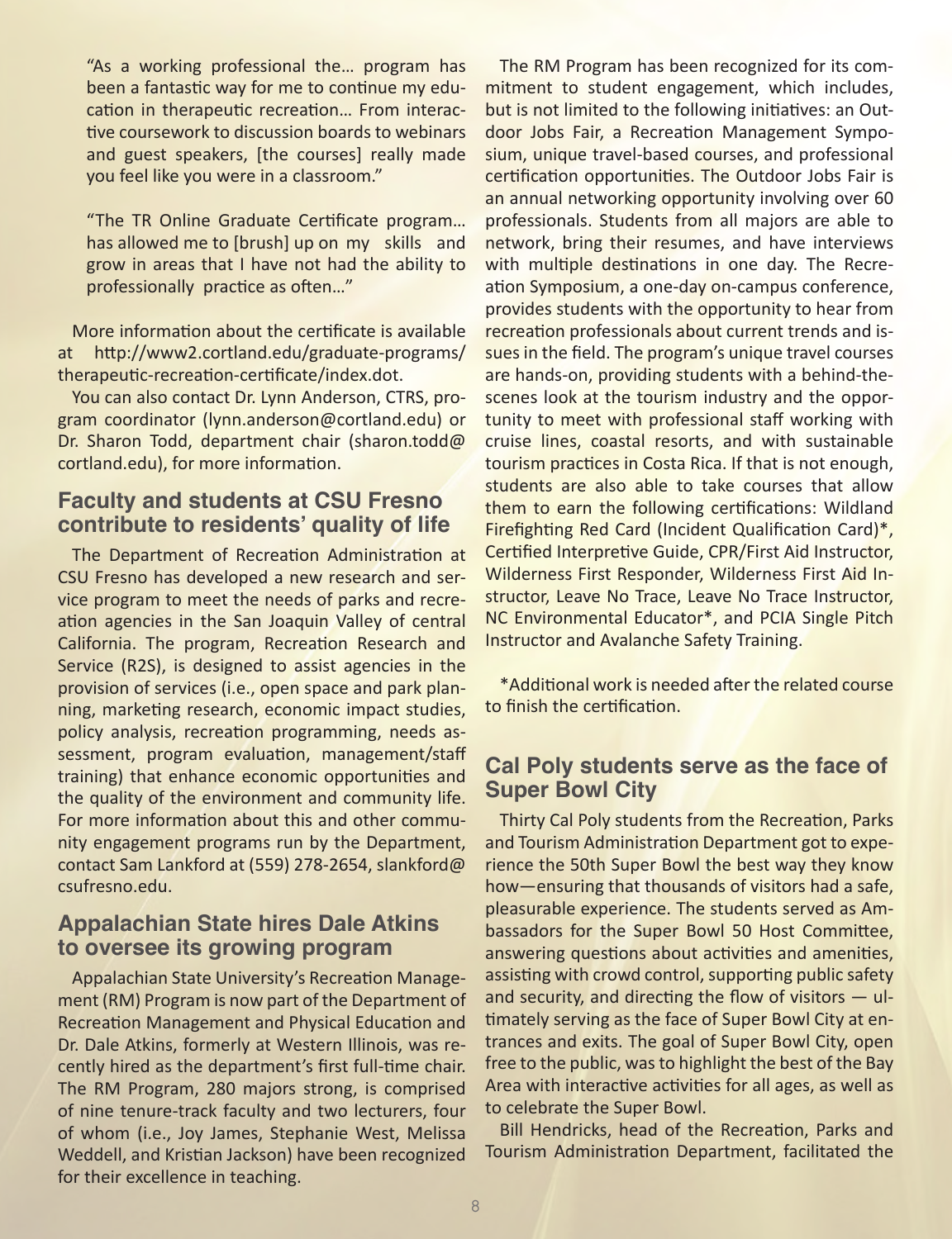> "As a working professional the… program has been a fantastic way for me to continue my education in therapeutic recreation… From interactive coursework to discussion boards to webinars and guest speakers, [the courses] really made you feel like you were in a classroom."

> "The TR Online Graduate Certificate program… has allowed me to [brush] up on my skills and grow in areas that I have not had the ability to professionally practice as often…"

More information about the certificate is available at http://www2.cortland.edu/graduate-programs/therapeutic-recreation-certificate/index.dot.

You can also contact Dr. Lynn Anderson, CTRS, program coordinator (lynn.anderson@cortland.edu) or Dr. Sharon Todd, department chair (sharon.todd@cortland.edu), for more information.

## Faculty and students at CSU Fresno contribute to residents' quality of life

The Department of Recreation Administration at CSU Fresno has developed a new research and service program to meet the needs of parks and recreation agencies in the San Joaquin Valley of central California. The program, Recreation Research and Service (R2S), is designed to assist agencies in the provision of services (i.e., open space and park planning, marketing research, economic impact studies, policy analysis, recreation programming, needs assessment, program evaluation, management/staff training) that enhance economic opportunities and the quality of the environment and community life. For more information about this and other community engagement programs run by the Department, contact Sam Lankford at (559) 278-2654, slankford@csufresno.edu.

## Appalachian State hires Dale Atkins to oversee its growing program

Appalachian State University's Recreation Management (RM) Program is now part of the Department of Recreation Management and Physical Education and Dr. Dale Atkins, formerly at Western Illinois, was recently hired as the department's first full-time chair. The RM Program, 280 majors strong, is comprised of nine tenure-track faculty and two lecturers, four of whom (i.e., Joy James, Stephanie West, Melissa Weddell, and Kristian Jackson) have been recognized for their excellence in teaching.

The RM Program has been recognized for its commitment to student engagement, which includes, but is not limited to the following initiatives: an Outdoor Jobs Fair, a Recreation Management Symposium, unique travel-based courses, and professional certification opportunities. The Outdoor Jobs Fair is an annual networking opportunity involving over 60 professionals. Students from all majors are able to network, bring their resumes, and have interviews with multiple destinations in one day. The Recreation Symposium, a one-day on-campus conference, provides students with the opportunity to hear from recreation professionals about current trends and issues in the field. The program's unique travel courses are hands-on, providing students with a behind-the-scenes look at the tourism industry and the opportunity to meet with professional staff working with cruise lines, coastal resorts, and with sustainable tourism practices in Costa Rica. If that is not enough, students are also able to take courses that allow them to earn the following certifications: Wildland Firefighting Red Card (Incident Qualification Card)*, Certified Interpretive Guide, CPR/First Aid Instructor, Wilderness First Responder, Wilderness First Aid Instructor, Leave No Trace, Leave No Trace Instructor, NC Environmental Educator*, and PCIA Single Pitch Instructor and Avalanche Safety Training.

*Additional work is needed after the related course to finish the certification.

## Cal Poly students serve as the face of Super Bowl City

Thirty Cal Poly students from the Recreation, Parks and Tourism Administration Department got to experience the 50th Super Bowl the best way they know how—ensuring that thousands of visitors had a safe, pleasurable experience. The students served as Ambassadors for the Super Bowl 50 Host Committee, answering questions about activities and amenities, assisting with crowd control, supporting public safety and security, and directing the flow of visitors — ultimately serving as the face of Super Bowl City at entrances and exits. The goal of Super Bowl City, open free to the public, was to highlight the best of the Bay Area with interactive activities for all ages, as well as to celebrate the Super Bowl.

Bill Hendricks, head of the Recreation, Parks and Tourism Administration Department, facilitated the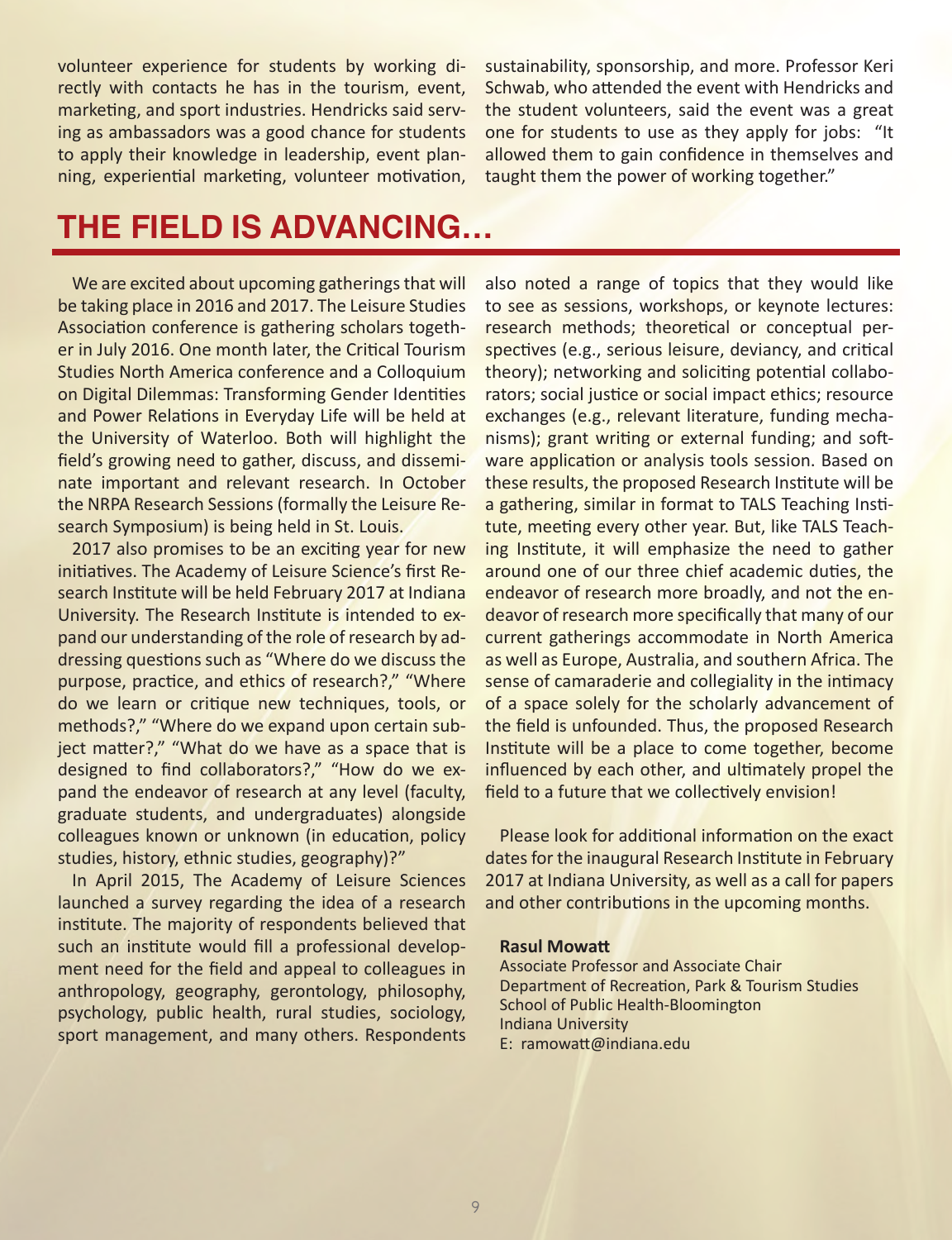volunteer experience for students by working directly with contacts he has in the tourism, event, marketing, and sport industries. Hendricks said serving as ambassadors was a good chance for students to apply their knowledge in leadership, event planning, experiential marketing, volunteer motivation, sustainability, sponsorship, and more. Professor Keri Schwab, who attended the event with Hendricks and the student volunteers, said the event was a great one for students to use as they apply for jobs: "It allowed them to gain confidence in themselves and taught them the power of working together."

## THE FIELD IS ADVANCING…

We are excited about upcoming gatherings that will be taking place in 2016 and 2017. The Leisure Studies Association conference is gathering scholars together in July 2016. One month later, the Critical Tourism Studies North America conference and a Colloquium on Digital Dilemmas: Transforming Gender Identities and Power Relations in Everyday Life will be held at the University of Waterloo. Both will highlight the field's growing need to gather, discuss, and disseminate important and relevant research. In October the NRPA Research Sessions (formally the Leisure Research Symposium) is being held in St. Louis.

2017 also promises to be an exciting year for new initiatives. The Academy of Leisure Science's first Research Institute will be held February 2017 at Indiana University. The Research Institute is intended to expand our understanding of the role of research by addressing questions such as "Where do we discuss the purpose, practice, and ethics of research?," "Where do we learn or critique new techniques, tools, or methods?," "Where do we expand upon certain subject matter?," "What do we have as a space that is designed to find collaborators?," "How do we expand the endeavor of research at any level (faculty, graduate students, and undergraduates) alongside colleagues known or unknown (in education, policy studies, history, ethnic studies, geography)?"

In April 2015, The Academy of Leisure Sciences launched a survey regarding the idea of a research institute. The majority of respondents believed that such an institute would fill a professional development need for the field and appeal to colleagues in anthropology, geography, gerontology, philosophy, psychology, public health, rural studies, sociology, sport management, and many others. Respondents also noted a range of topics that they would like to see as sessions, workshops, or keynote lectures: research methods; theoretical or conceptual perspectives (e.g., serious leisure, deviancy, and critical theory); networking and soliciting potential collaborators; social justice or social impact ethics; resource exchanges (e.g., relevant literature, funding mechanisms); grant writing or external funding; and software application or analysis tools session. Based on these results, the proposed Research Institute will be a gathering, similar in format to TALS Teaching Institute, meeting every other year. But, like TALS Teaching Institute, it will emphasize the need to gather around one of our three chief academic duties, the endeavor of research more broadly, and not the endeavor of research more specifically that many of our current gatherings accommodate in North America as well as Europe, Australia, and southern Africa. The sense of camaraderie and collegiality in the intimacy of a space solely for the scholarly advancement of the field is unfounded. Thus, the proposed Research Institute will be a place to come together, become influenced by each other, and ultimately propel the field to a future that we collectively envision!

Please look for additional information on the exact dates for the inaugural Research Institute in February 2017 at Indiana University, as well as a call for papers and other contributions in the upcoming months.

**Rasul Mowatt**
Associate Professor and Associate Chair
Department of Recreation, Park & Tourism Studies
School of Public Health-Bloomington
Indiana University
E: ramowatt@indiana.edu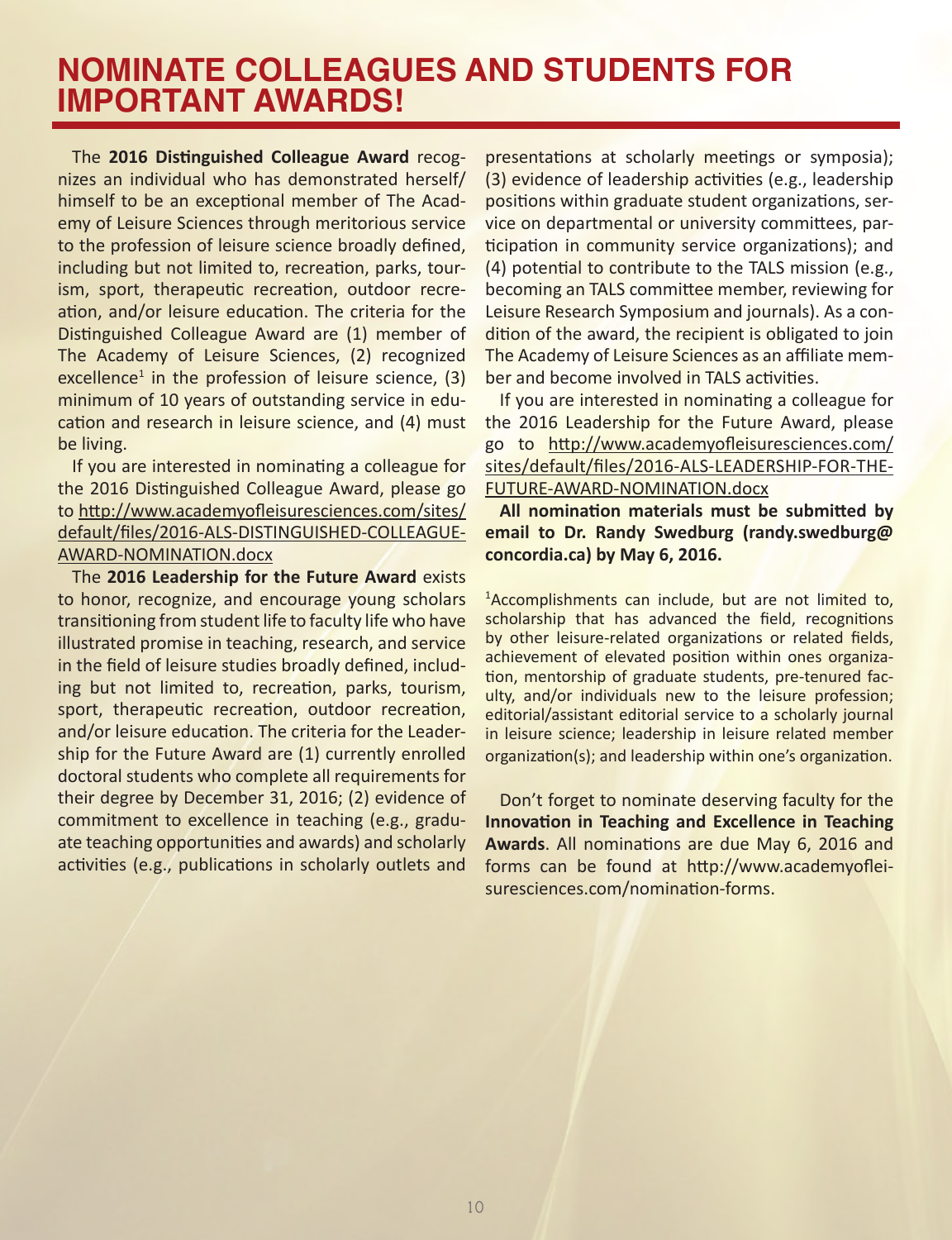# NOMINATE COLLEAGUES AND STUDENTS FOR IMPORTANT AWARDS!

The **2016 Distinguished Colleague Award** recognizes an individual who has demonstrated herself/himself to be an exceptional member of The Academy of Leisure Sciences through meritorious service to the profession of leisure science broadly defined, including but not limited to, recreation, parks, tourism, sport, therapeutic recreation, outdoor recreation, and/or leisure education. The criteria for the Distinguished Colleague Award are (1) member of The Academy of Leisure Sciences, (2) recognized excellence[1] in the profession of leisure science, (3) minimum of 10 years of outstanding service in education and research in leisure science, and (4) must be living.

If you are interested in nominating a colleague for the 2016 Distinguished Colleague Award, please go to http://www.academyofleisuresciences.com/sites/default/files/2016-ALS-DISTINGUISHED-COLLEAGUE-AWARD-NOMINATION.docx

The **2016 Leadership for the Future Award** exists to honor, recognize, and encourage young scholars transitioning from student life to faculty life who have illustrated promise in teaching, research, and service in the field of leisure studies broadly defined, including but not limited to, recreation, parks, tourism, sport, therapeutic recreation, outdoor recreation, and/or leisure education. The criteria for the Leadership for the Future Award are (1) currently enrolled doctoral students who complete all requirements for their degree by December 31, 2016; (2) evidence of commitment to excellence in teaching (e.g., graduate teaching opportunities and awards) and scholarly activities (e.g., publications in scholarly outlets and presentations at scholarly meetings or symposia); (3) evidence of leadership activities (e.g., leadership positions within graduate student organizations, service on departmental or university committees, participation in community service organizations); and (4) potential to contribute to the TALS mission (e.g., becoming an TALS committee member, reviewing for Leisure Research Symposium and journals). As a condition of the award, the recipient is obligated to join The Academy of Leisure Sciences as an affiliate member and become involved in TALS activities.

If you are interested in nominating a colleague for the 2016 Leadership for the Future Award, please go to http://www.academyofleisuresciences.com/sites/default/files/2016-ALS-LEADERSHIP-FOR-THE-FUTURE-AWARD-NOMINATION.docx

**All nomination materials must be submitted by email to Dr. Randy Swedburg (randy.swedburg@concordia.ca) by May 6, 2016.**

[1]Accomplishments can include, but are not limited to, scholarship that has advanced the field, recognitions by other leisure-related organizations or related fields, achievement of elevated position within ones organization, mentorship of graduate students, pre-tenured faculty, and/or individuals new to the leisure profession; editorial/assistant editorial service to a scholarly journal in leisure science; leadership in leisure related member organization(s); and leadership within one's organization.

Don't forget to nominate deserving faculty for the **Innovation in Teaching and Excellence in Teaching Awards**. All nominations are due May 6, 2016 and forms can be found at http://www.academyofleisuresciences.com/nomination-forms.